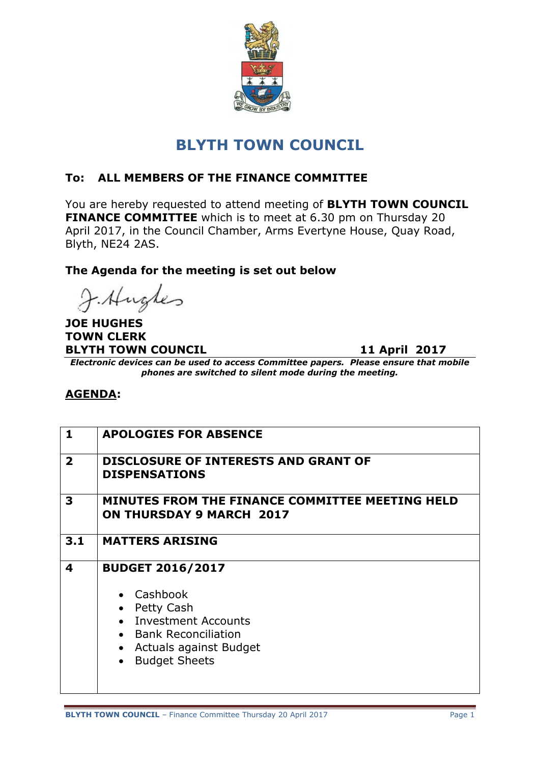# BLYTH TOWN COUNCIL

## To: ALL MEMBERS OF THE FINANCE COMMITTEE

You are hereby requested to attend meeting of **BLYTH TOWN COUNCIL FINANCE COMMITTEE** which is to meet at 6.30 pm on Thursday 20 April 2017, in the Council Chamber, Arms Evertyne House, Quay Road, Blyth, NE24 2AS.

**The Agenda for the meeting is set out below**

J. Hughes

**JOE HUGHES**
**TOWN CLERK**
**BLYTH TOWN COUNCIL** **11 April 2017**

***Electronic devices can be used to access Committee papers. Please ensure that mobile phones are switched to silent mode during the meeting.***

**AGENDA:**

| | |
|---|---|
| **1** | **APOLOGIES FOR ABSENCE** |
| **2** | **DISCLOSURE OF INTERESTS AND GRANT OF DISPENSATIONS** |
| **3** | **MINUTES FROM THE FINANCE COMMITTEE MEETING HELD ON THURSDAY 9 MARCH 2017** |
| **3.1** | **MATTERS ARISING** |
| **4** | **BUDGET 2016/2017**<br><br>• Cashbook<br>• Petty Cash<br>• Investment Accounts<br>• Bank Reconciliation<br>• Actuals against Budget<br>• Budget Sheets |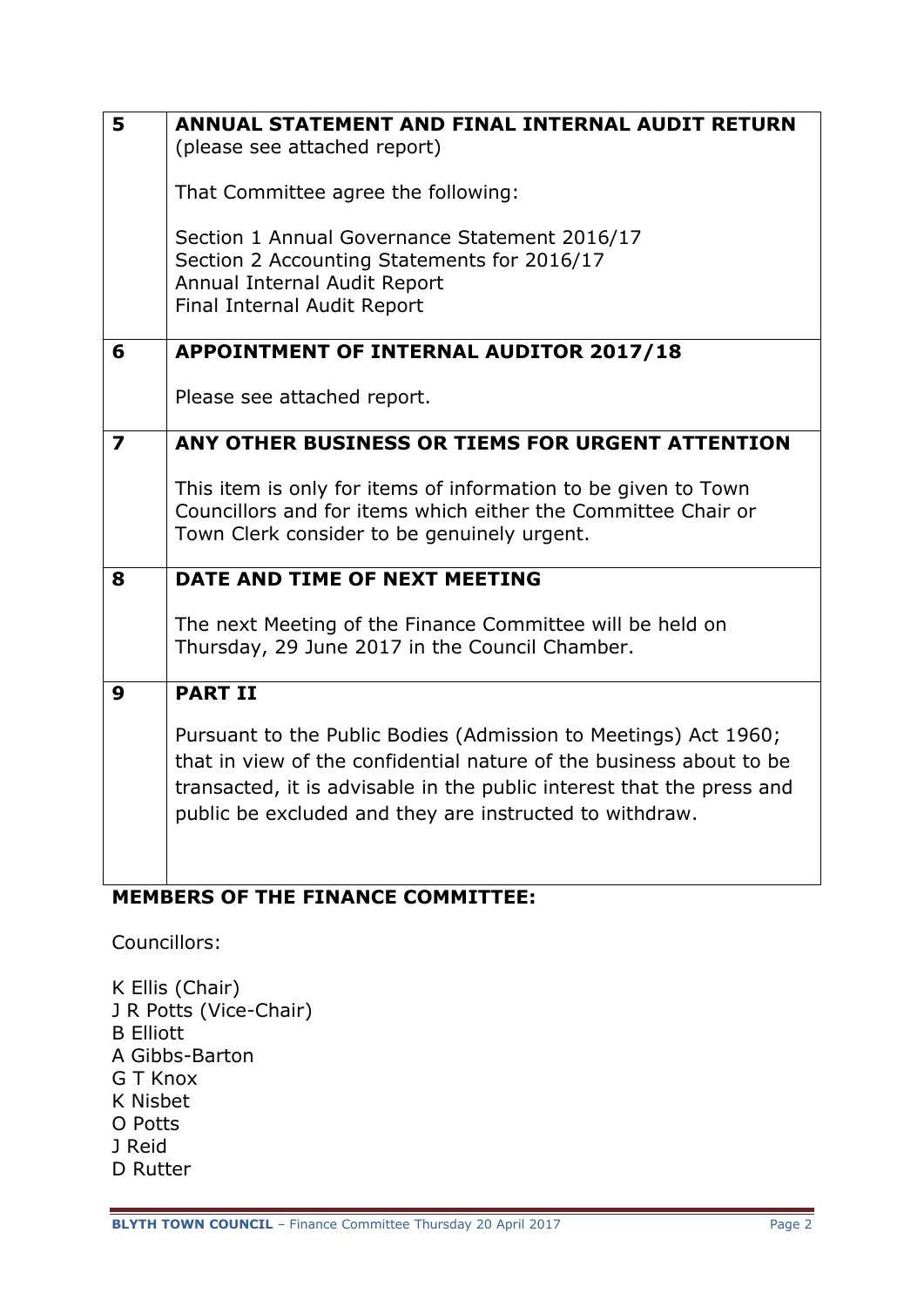| | |
|---|---|
| **5** | **ANNUAL STATEMENT AND FINAL INTERNAL AUDIT RETURN**<br>(please see attached report)<br><br>That Committee agree the following:<br><br>Section 1 Annual Governance Statement 2016/17<br>Section 2 Accounting Statements for 2016/17<br>Annual Internal Audit Report<br>Final Internal Audit Report |
| **6** | **APPOINTMENT OF INTERNAL AUDITOR 2017/18**<br><br>Please see attached report. |
| **7** | **ANY OTHER BUSINESS OR TIEMS FOR URGENT ATTENTION**<br><br>This item is only for items of information to be given to Town Councillors and for items which either the Committee Chair or Town Clerk consider to be genuinely urgent. |
| **8** | **DATE AND TIME OF NEXT MEETING**<br><br>The next Meeting of the Finance Committee will be held on Thursday, 29 June 2017 in the Council Chamber. |
| **9** | **PART II**<br><br>Pursuant to the Public Bodies (Admission to Meetings) Act 1960; that in view of the confidential nature of the business about to be transacted, it is advisable in the public interest that the press and public be excluded and they are instructed to withdraw. |

**MEMBERS OF THE FINANCE COMMITTEE:**

Councillors:

K Ellis (Chair)
J R Potts (Vice-Chair)
B Elliott
A Gibbs-Barton
G T Knox
K Nisbet
O Potts
J Reid
D Rutter